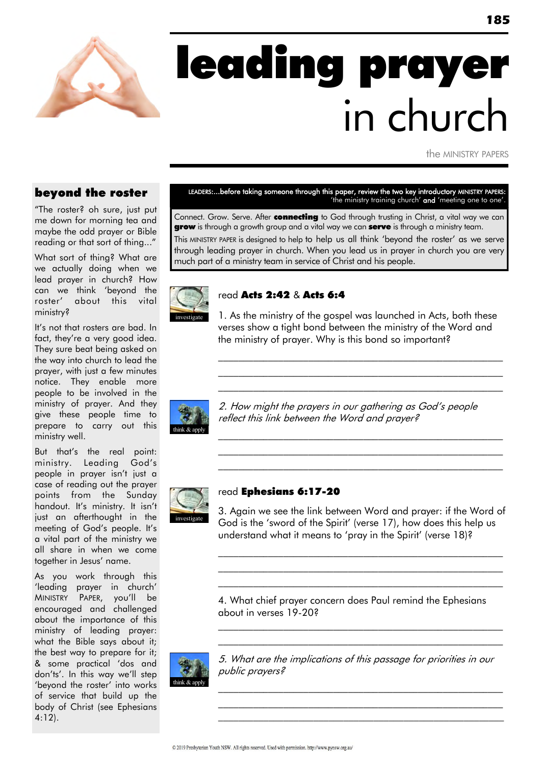# leading prayer in church

the MINISTRY PAPERS

## beyond the roster

"The roster? oh sure, just put me down for morning tea and maybe the odd prayer or Bible reading or that sort of thing..."

What sort of thing? What are we actually doing when we lead prayer in church? How can we think 'beyond the roster' about this vital ministry?

It's not that rosters are bad. In fact, they're a very good idea. They sure beat being asked on the way into church to lead the prayer, with just a few minutes notice. They enable more people to be involved in the ministry of prayer. And they give these people time to prepare to carry out this ministry well.

But that's the real point: ministry. Leading God's people in prayer isn't just a case of reading out the prayer points from the Sunday handout. It's ministry. It isn't just an afterthought in the meeting of God's people. It's a vital part of the ministry we all share in when we come together in Jesus' name.

As you work through this 'leading prayer in church' MINISTRY PAPER, you'll be encouraged and challenged about the importance of this ministry of leading prayer: what the Bible says about it; the best way to prepare for it; & some practical 'dos and don'ts'. In this way we'll step 'beyond the roster' into works of service that build up the body of Christ (see Ephesians 4:12).

LEADERS:...before taking someone through this paper, review the two key introductory MINISTRY PAPERS: 'the ministry training church' and 'meeting one to one'.

Connect. Grow. Serve. After **connecting** to God through trusting in Christ, a vital way we can **grow** is through a growth group and a vital way we can **serve** is through a ministry team.

This MINISTRY PAPER is designed to help to help us all think 'beyond the roster' as we serve through leading prayer in church. When you lead us in prayer in church you are very much part of a ministry team in service of Christ and his people.

investigate

read **Acts 2:42** & **Acts 6:4**

1. As the ministry of the gospel was launched in Acts, both these verses show a tight bond between the ministry of the Word and the ministry of prayer. Why is this bond so important?

______________________________________________

______________________________________________

______________________________________________

think & apply

*2. How might the prayers in our gathering as God's people reflect this link between the Word and prayer?*

______________________________________________

______________________________________________

______________________________________________

investigate

read **Ephesians 6:17-20**

3. Again we see the link between Word and prayer: if the Word of God is the 'sword of the Spirit' (verse 17), how does this help us understand what it means to 'pray in the Spirit' (verse 18)?

______________________________________________

______________________________________________

______________________________________________

4. What chief prayer concern does Paul remind the Ephesians about in verses 19-20?

______________________________________________

______________________________________________

think & apply

*5. What are the implications of this passage for priorities in our public prayers?*

______________________________________________

______________________________________________

______________________________________________

© 2019 Presbyterian Youth NSW. All rights reserved. Used with permission. http://www.pynsw.org.au/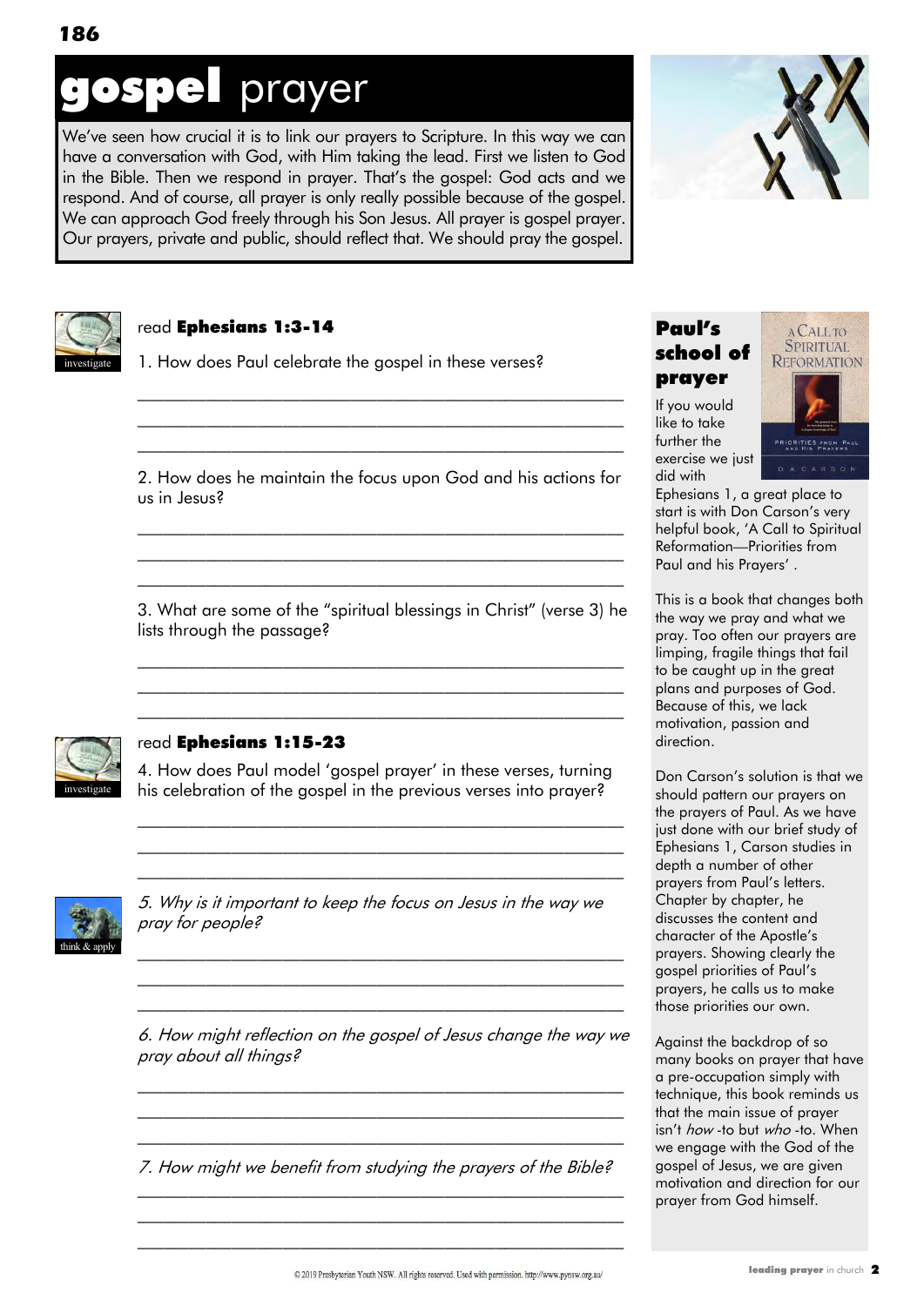# **gospel** prayer

We've seen how crucial it is to link our prayers to Scripture. In this way we can have a conversation with God, with Him taking the lead. First we listen to God in the Bible. Then we respond in prayer. That's the gospel: God acts and we respond. And of course, all prayer is only really possible because of the gospel. We can approach God freely through his Son Jesus. All prayer is gospel prayer. Our prayers, private and public, should reflect that. We should pray the gospel.

investigate

read **Ephesians 1:3-14**

1. How does Paul celebrate the gospel in these verses?

\_\_\_\_\_\_\_\_\_\_\_\_\_\_\_\_\_\_\_\_\_\_\_\_\_\_\_\_\_\_\_\_\_\_\_\_\_\_\_\_\_\_\_\_\_\_\_\_

\_\_\_\_\_\_\_\_\_\_\_\_\_\_\_\_\_\_\_\_\_\_\_\_\_\_\_\_\_\_\_\_\_\_\_\_\_\_\_\_\_\_\_\_\_\_\_\_

\_\_\_\_\_\_\_\_\_\_\_\_\_\_\_\_\_\_\_\_\_\_\_\_\_\_\_\_\_\_\_\_\_\_\_\_\_\_\_\_\_\_\_\_\_\_\_\_

2. How does he maintain the focus upon God and his actions for us in Jesus?

\_\_\_\_\_\_\_\_\_\_\_\_\_\_\_\_\_\_\_\_\_\_\_\_\_\_\_\_\_\_\_\_\_\_\_\_\_\_\_\_\_\_\_\_\_\_\_\_

\_\_\_\_\_\_\_\_\_\_\_\_\_\_\_\_\_\_\_\_\_\_\_\_\_\_\_\_\_\_\_\_\_\_\_\_\_\_\_\_\_\_\_\_\_\_\_\_

\_\_\_\_\_\_\_\_\_\_\_\_\_\_\_\_\_\_\_\_\_\_\_\_\_\_\_\_\_\_\_\_\_\_\_\_\_\_\_\_\_\_\_\_\_\_\_\_

3. What are some of the "spiritual blessings in Christ" (verse 3) he lists through the passage?

\_\_\_\_\_\_\_\_\_\_\_\_\_\_\_\_\_\_\_\_\_\_\_\_\_\_\_\_\_\_\_\_\_\_\_\_\_\_\_\_\_\_\_\_\_\_\_\_

\_\_\_\_\_\_\_\_\_\_\_\_\_\_\_\_\_\_\_\_\_\_\_\_\_\_\_\_\_\_\_\_\_\_\_\_\_\_\_\_\_\_\_\_\_\_\_\_

\_\_\_\_\_\_\_\_\_\_\_\_\_\_\_\_\_\_\_\_\_\_\_\_\_\_\_\_\_\_\_\_\_\_\_\_\_\_\_\_\_\_\_\_\_\_\_\_

investigate

read **Ephesians 1:15-23**

4. How does Paul model 'gospel prayer' in these verses, turning his celebration of the gospel in the previous verses into prayer?

\_\_\_\_\_\_\_\_\_\_\_\_\_\_\_\_\_\_\_\_\_\_\_\_\_\_\_\_\_\_\_\_\_\_\_\_\_\_\_\_\_\_\_\_\_\_\_\_

\_\_\_\_\_\_\_\_\_\_\_\_\_\_\_\_\_\_\_\_\_\_\_\_\_\_\_\_\_\_\_\_\_\_\_\_\_\_\_\_\_\_\_\_\_\_\_\_

\_\_\_\_\_\_\_\_\_\_\_\_\_\_\_\_\_\_\_\_\_\_\_\_\_\_\_\_\_\_\_\_\_\_\_\_\_\_\_\_\_\_\_\_\_\_\_\_

think & apply

*5. Why is it important to keep the focus on Jesus in the way we pray for people?*

\_\_\_\_\_\_\_\_\_\_\_\_\_\_\_\_\_\_\_\_\_\_\_\_\_\_\_\_\_\_\_\_\_\_\_\_\_\_\_\_\_\_\_\_\_\_\_\_

\_\_\_\_\_\_\_\_\_\_\_\_\_\_\_\_\_\_\_\_\_\_\_\_\_\_\_\_\_\_\_\_\_\_\_\_\_\_\_\_\_\_\_\_\_\_\_\_

\_\_\_\_\_\_\_\_\_\_\_\_\_\_\_\_\_\_\_\_\_\_\_\_\_\_\_\_\_\_\_\_\_\_\_\_\_\_\_\_\_\_\_\_\_\_\_\_

*6. How might reflection on the gospel of Jesus change the way we pray about all things?*

\_\_\_\_\_\_\_\_\_\_\_\_\_\_\_\_\_\_\_\_\_\_\_\_\_\_\_\_\_\_\_\_\_\_\_\_\_\_\_\_\_\_\_\_\_\_\_\_

\_\_\_\_\_\_\_\_\_\_\_\_\_\_\_\_\_\_\_\_\_\_\_\_\_\_\_\_\_\_\_\_\_\_\_\_\_\_\_\_\_\_\_\_\_\_\_\_

\_\_\_\_\_\_\_\_\_\_\_\_\_\_\_\_\_\_\_\_\_\_\_\_\_\_\_\_\_\_\_\_\_\_\_\_\_\_\_\_\_\_\_\_\_\_\_\_

*7. How might we benefit from studying the prayers of the Bible?*

\_\_\_\_\_\_\_\_\_\_\_\_\_\_\_\_\_\_\_\_\_\_\_\_\_\_\_\_\_\_\_\_\_\_\_\_\_\_\_\_\_\_\_\_\_\_\_\_

\_\_\_\_\_\_\_\_\_\_\_\_\_\_\_\_\_\_\_\_\_\_\_\_\_\_\_\_\_\_\_\_\_\_\_\_\_\_\_\_\_\_\_\_\_\_\_\_

\_\_\_\_\_\_\_\_\_\_\_\_\_\_\_\_\_\_\_\_\_\_\_\_\_\_\_\_\_\_\_\_\_\_\_\_\_\_\_\_\_\_\_\_\_\_\_\_

## Paul's school of prayer

If you would like to take further the exercise we just did with Ephesians 1, a great place to start is with Don Carson's very helpful book, 'A Call to Spiritual Reformation—Priorities from Paul and his Prayers' .

This is a book that changes both the way we pray and what we pray. Too often our prayers are limping, fragile things that fail to be caught up in the great plans and purposes of God. Because of this, we lack motivation, passion and direction.

Don Carson's solution is that we should pattern our prayers on the prayers of Paul. As we have just done with our brief study of Ephesians 1, Carson studies in depth a number of other prayers from Paul's letters. Chapter by chapter, he discusses the content and character of the Apostle's prayers. Showing clearly the gospel priorities of Paul's prayers, he calls us to make those priorities our own.

Against the backdrop of so many books on prayer that have a pre-occupation simply with technique, this book reminds us that the main issue of prayer isn't *how* -to but *who* -to. When we engage with the God of the gospel of Jesus, we are given motivation and direction for our prayer from God himself.

© 2019 Presbyterian Youth NSW. All rights reserved. Used with permission. http://www.pynsw.org.au/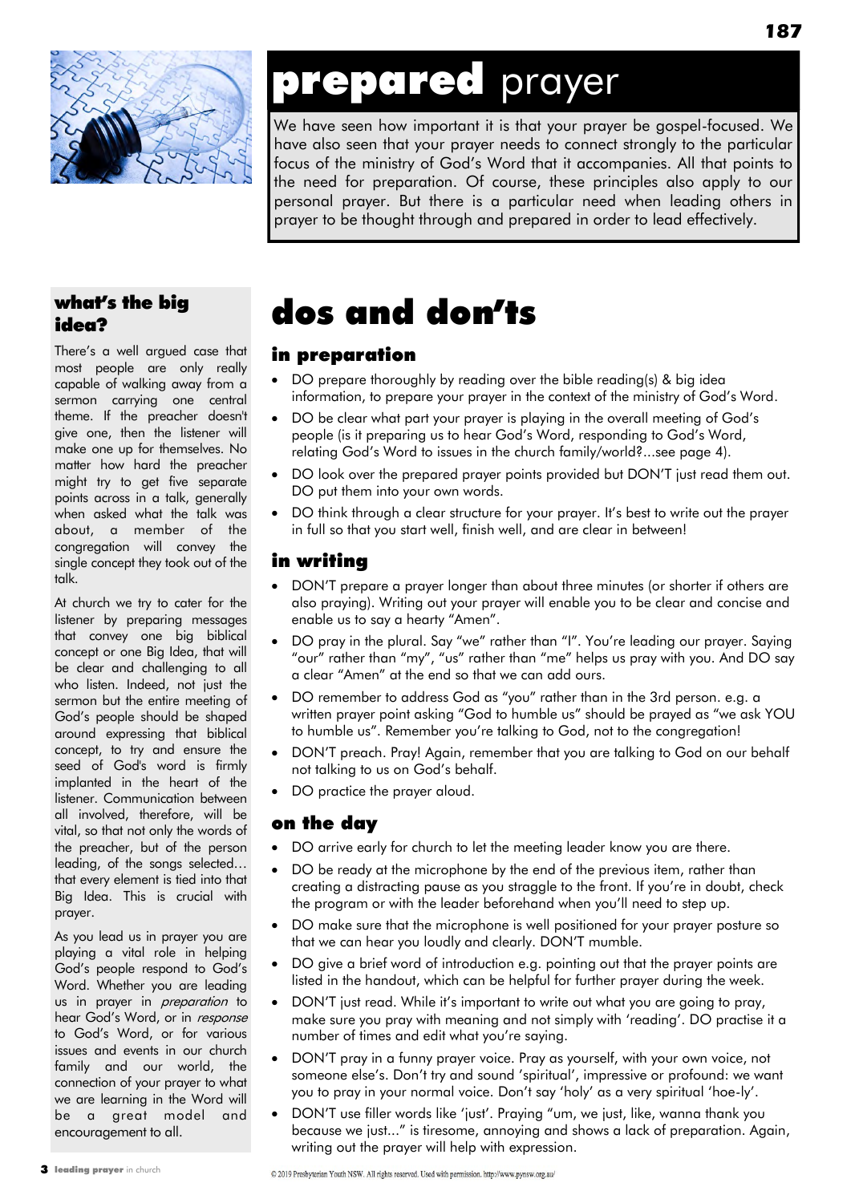# **prepared** prayer

We have seen how important it is that your prayer be gospel-focused. We have also seen that your prayer needs to connect strongly to the particular focus of the ministry of God's Word that it accompanies. All that points to the need for preparation. Of course, these principles also apply to our personal prayer. But there is a particular need when leading others in prayer to be thought through and prepared in order to lead effectively.

### what's the big idea?

There's a well argued case that most people are only really capable of walking away from a sermon carrying one central theme. If the preacher doesn't give one, then the listener will make one up for themselves. No matter how hard the preacher might try to get five separate points across in a talk, generally when asked what the talk was about, a member of the congregation will convey the single concept they took out of the talk.

At church we try to cater for the listener by preparing messages that convey one big biblical concept or one Big Idea, that will be clear and challenging to all who listen. Indeed, not just the sermon but the entire meeting of God's people should be shaped around expressing that biblical concept, to try and ensure the seed of God's word is firmly implanted in the heart of the listener. Communication between all involved, therefore, will be vital, so that not only the words of the preacher, but of the person leading, of the songs selected… that every element is tied into that Big Idea. This is crucial with prayer.

As you lead us in prayer you are playing a vital role in helping God's people respond to God's Word. Whether you are leading us in prayer in *preparation* to hear God's Word, or in *response* to God's Word, or for various issues and events in our church family and our world, the connection of your prayer to what we are learning in the Word will be a great model and encouragement to all.

## dos and don'ts

### in preparation

- DO prepare thoroughly by reading over the bible reading(s) & big idea information, to prepare your prayer in the context of the ministry of God's Word.
- DO be clear what part your prayer is playing in the overall meeting of God's people (is it preparing us to hear God's Word, responding to God's Word, relating God's Word to issues in the church family/world?...see page 4).
- DO look over the prepared prayer points provided but DON'T just read them out. DO put them into your own words.
- DO think through a clear structure for your prayer. It's best to write out the prayer in full so that you start well, finish well, and are clear in between!

### in writing

- DON'T prepare a prayer longer than about three minutes (or shorter if others are also praying). Writing out your prayer will enable you to be clear and concise and enable us to say a hearty "Amen".
- DO pray in the plural. Say "we" rather than "I". You're leading our prayer. Saying "our" rather than "my", "us" rather than "me" helps us pray with you. And DO say a clear "Amen" at the end so that we can add ours.
- DO remember to address God as "you" rather than in the 3rd person. e.g. a written prayer point asking "God to humble us" should be prayed as "we ask YOU to humble us". Remember you're talking to God, not to the congregation!
- DON'T preach. Pray! Again, remember that you are talking to God on our behalf not talking to us on God's behalf.
- DO practice the prayer aloud.

### on the day

- DO arrive early for church to let the meeting leader know you are there.
- DO be ready at the microphone by the end of the previous item, rather than creating a distracting pause as you straggle to the front. If you're in doubt, check the program or with the leader beforehand when you'll need to step up.
- DO make sure that the microphone is well positioned for your prayer posture so that we can hear you loudly and clearly. DON'T mumble.
- DO give a brief word of introduction e.g. pointing out that the prayer points are listed in the handout, which can be helpful for further prayer during the week.
- DON'T just read. While it's important to write out what you are going to pray, make sure you pray with meaning and not simply with 'reading'. DO practise it a number of times and edit what you're saying.
- DON'T pray in a funny prayer voice. Pray as yourself, with your own voice, not someone else's. Don't try and sound 'spiritual', impressive or profound: we want you to pray in your normal voice. Don't say 'holy' as a very spiritual 'hoe-ly'.
- DON'T use filler words like 'just'. Praying "um, we just, like, wanna thank you because we just..." is tiresome, annoying and shows a lack of preparation. Again, writing out the prayer will help with expression.

© 2019 Presbyterian Youth NSW. All rights reserved. Used with permission. http://www.pynsw.org.au/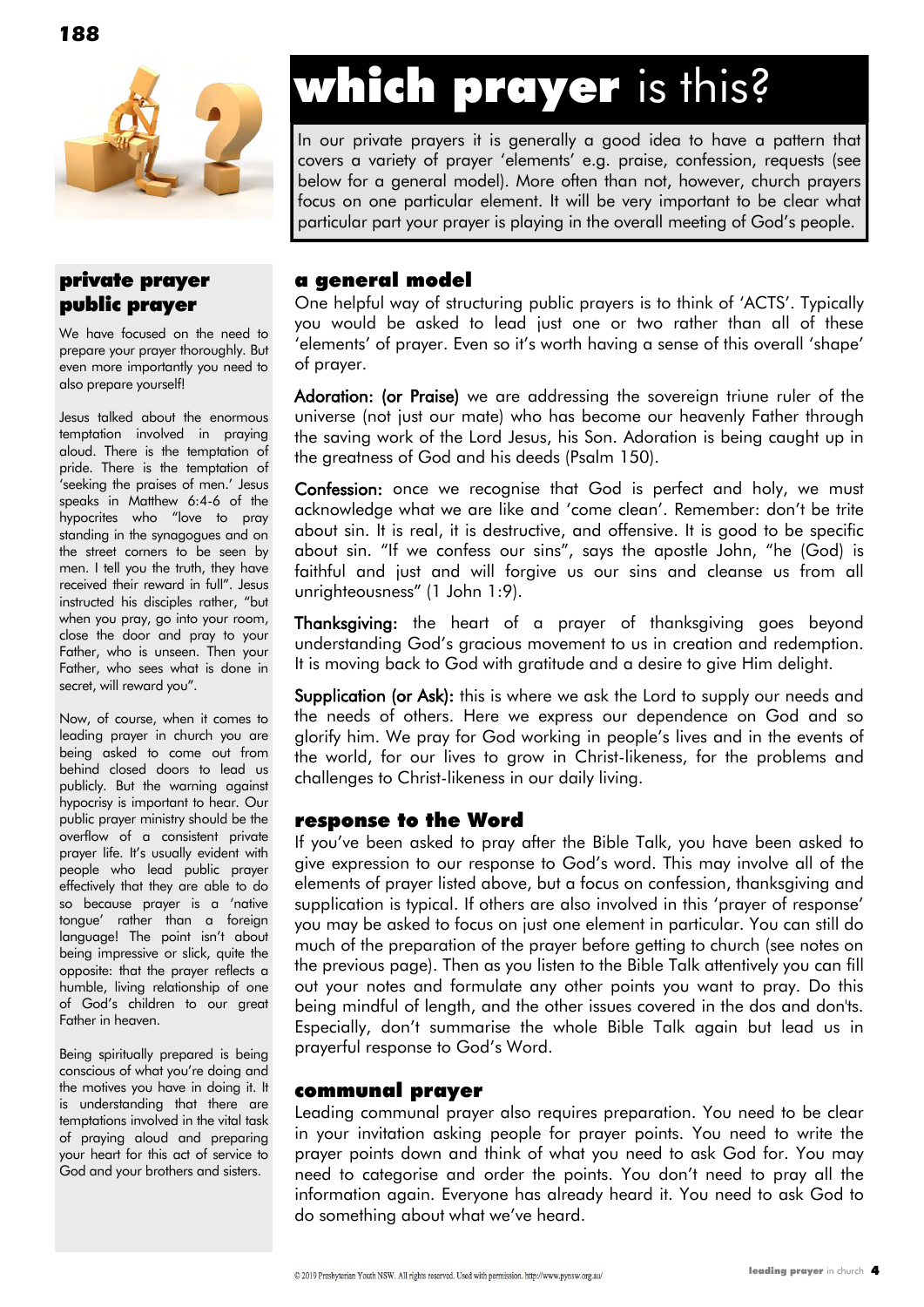# **which prayer** is this?

In our private prayers it is generally a good idea to have a pattern that covers a variety of prayer 'elements' e.g. praise, confession, requests (see below for a general model). More often than not, however, church prayers focus on one particular element. It will be very important to be clear what particular part your prayer is playing in the overall meeting of God's people.

## private prayer public prayer

We have focused on the need to prepare your prayer thoroughly. But even more importantly you need to also prepare yourself!

Jesus talked about the enormous temptation involved in praying aloud. There is the temptation of pride. There is the temptation of 'seeking the praises of men.' Jesus speaks in Matthew 6:4-6 of the hypocrites who "love to pray standing in the synagogues and on the street corners to be seen by men. I tell you the truth, they have received their reward in full". Jesus instructed his disciples rather, "but when you pray, go into your room, close the door and pray to your Father, who is unseen. Then your Father, who sees what is done in secret, will reward you".

Now, of course, when it comes to leading prayer in church you are being asked to come out from behind closed doors to lead us publicly. But the warning against hypocrisy is important to hear. Our public prayer ministry should be the overflow of a consistent private prayer life. It's usually evident with people who lead public prayer effectively that they are able to do so because prayer is a 'native tongue' rather than a foreign language! The point isn't about being impressive or slick, quite the opposite: that the prayer reflects a humble, living relationship of one of God's children to our great Father in heaven.

Being spiritually prepared is being conscious of what you're doing and the motives you have in doing it. It is understanding that there are temptations involved in the vital task of praying aloud and preparing your heart for this act of service to God and your brothers and sisters.

## a general model

One helpful way of structuring public prayers is to think of 'ACTS'. Typically you would be asked to lead just one or two rather than all of these 'elements' of prayer. Even so it's worth having a sense of this overall 'shape' of prayer.

**Adoration: (or Praise)** we are addressing the sovereign triune ruler of the universe (not just our mate) who has become our heavenly Father through the saving work of the Lord Jesus, his Son. Adoration is being caught up in the greatness of God and his deeds (Psalm 150).

**Confession:** once we recognise that God is perfect and holy, we must acknowledge what we are like and 'come clean'. Remember: don't be trite about sin. It is real, it is destructive, and offensive. It is good to be specific about sin. "If we confess our sins", says the apostle John, "he (God) is faithful and just and will forgive us our sins and cleanse us from all unrighteousness" (1 John 1:9).

**Thanksgiving:** the heart of a prayer of thanksgiving goes beyond understanding God's gracious movement to us in creation and redemption. It is moving back to God with gratitude and a desire to give Him delight.

**Supplication (or Ask):** this is where we ask the Lord to supply our needs and the needs of others. Here we express our dependence on God and so glorify him. We pray for God working in people's lives and in the events of the world, for our lives to grow in Christ-likeness, for the problems and challenges to Christ-likeness in our daily living.

## response to the Word

If you've been asked to pray after the Bible Talk, you have been asked to give expression to our response to God's word. This may involve all of the elements of prayer listed above, but a focus on confession, thanksgiving and supplication is typical. If others are also involved in this 'prayer of response' you may be asked to focus on just one element in particular. You can still do much of the preparation of the prayer before getting to church (see notes on the previous page). Then as you listen to the Bible Talk attentively you can fill out your notes and formulate any other points you want to pray. Do this being mindful of length, and the other issues covered in the dos and don'ts. Especially, don't summarise the whole Bible Talk again but lead us in prayerful response to God's Word.

## communal prayer

Leading communal prayer also requires preparation. You need to be clear in your invitation asking people for prayer points. You need to write the prayer points down and think of what you need to ask God for. You may need to categorise and order the points. You don't need to pray all the information again. Everyone has already heard it. You need to ask God to do something about what we've heard.

© 2019 Presbyterian Youth NSW. All rights reserved. Used with permission. http://www.pynsw.org.au/